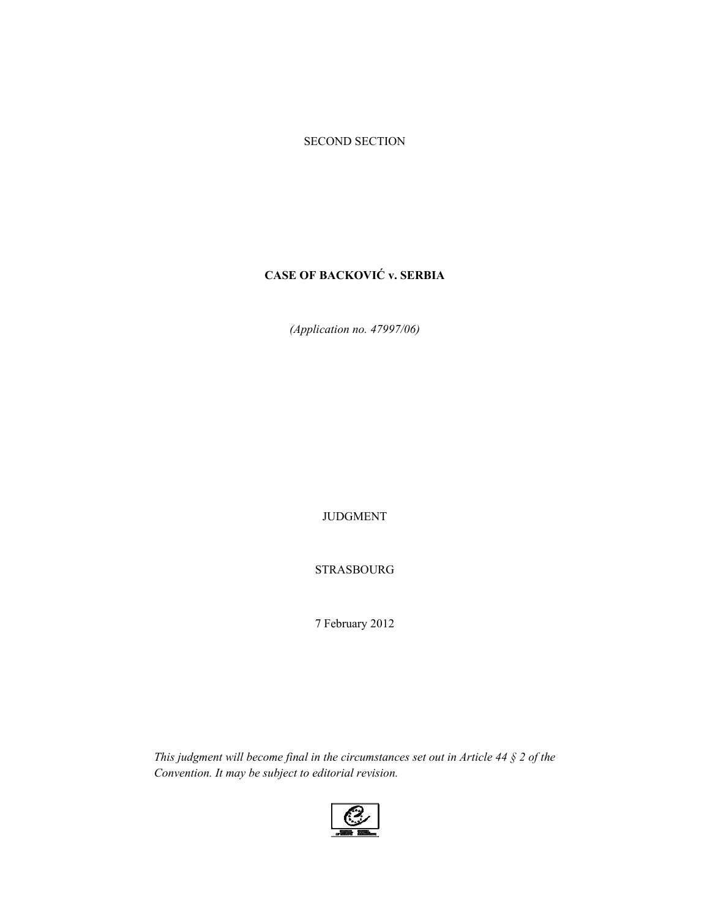SECOND SECTION

# CASE OF BACKOVIĆ v. SERBIA

*(Application no. 47997/06)*

JUDGMENT

STRASBOURG

7 February 2012

*This judgment will become final in the circumstances set out in Article 44 § 2 of the Convention. It may be subject to editorial revision.*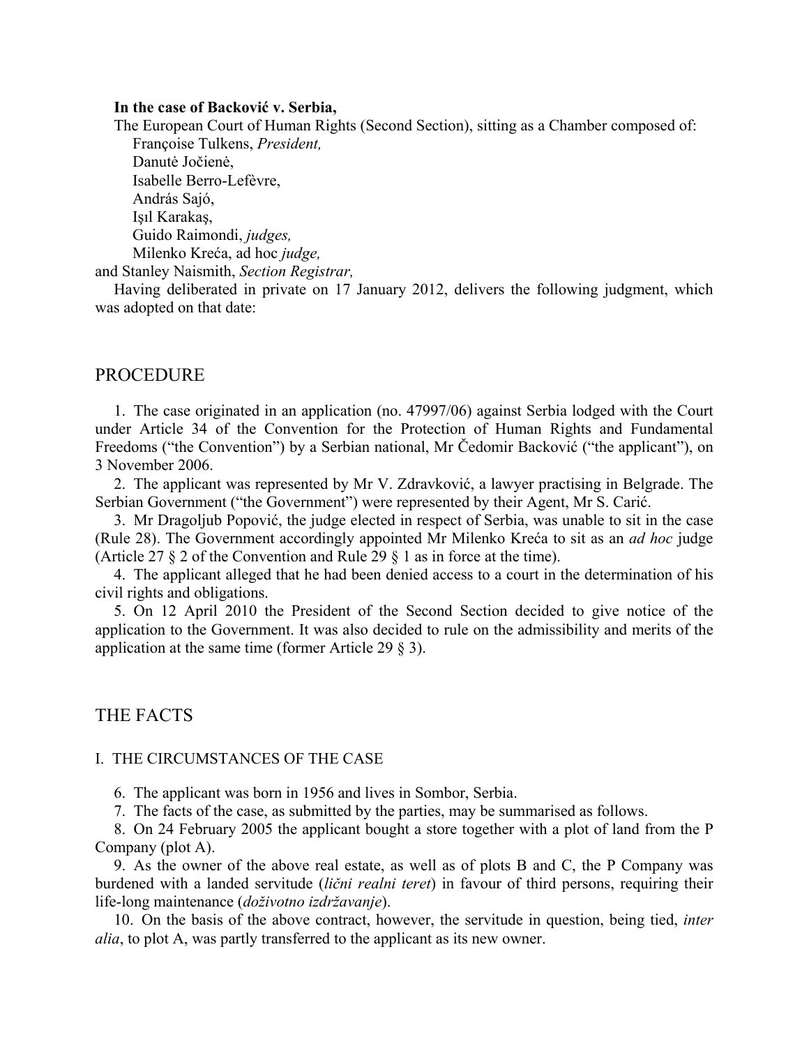**In the case of Backović v. Serbia,**

The European Court of Human Rights (Second Section), sitting as a Chamber composed of:

Françoise Tulkens, *President,*
Danutė Jočienė,
Isabelle Berro-Lefèvre,
András Sajó,
Işıl Karakaş,
Guido Raimondi, *judges,*
Milenko Kreća, ad hoc *judge,*

and Stanley Naismith, *Section Registrar,*

Having deliberated in private on 17 January 2012, delivers the following judgment, which was adopted on that date:

## PROCEDURE

1. The case originated in an application (no. 47997/06) against Serbia lodged with the Court under Article 34 of the Convention for the Protection of Human Rights and Fundamental Freedoms ("the Convention") by a Serbian national, Mr Čedomir Backović ("the applicant"), on 3 November 2006.

2. The applicant was represented by Mr V. Zdravković, a lawyer practising in Belgrade. The Serbian Government ("the Government") were represented by their Agent, Mr S. Carić.

3. Mr Dragoljub Popović, the judge elected in respect of Serbia, was unable to sit in the case (Rule 28). The Government accordingly appointed Mr Milenko Kreća to sit as an *ad hoc* judge (Article 27 § 2 of the Convention and Rule 29 § 1 as in force at the time).

4. The applicant alleged that he had been denied access to a court in the determination of his civil rights and obligations.

5. On 12 April 2010 the President of the Second Section decided to give notice of the application to the Government. It was also decided to rule on the admissibility and merits of the application at the same time (former Article 29 § 3).

## THE FACTS

### I. THE CIRCUMSTANCES OF THE CASE

6. The applicant was born in 1956 and lives in Sombor, Serbia.

7. The facts of the case, as submitted by the parties, may be summarised as follows.

8. On 24 February 2005 the applicant bought a store together with a plot of land from the P Company (plot A).

9. As the owner of the above real estate, as well as of plots B and C, the P Company was burdened with a landed servitude (*lični realni teret*) in favour of third persons, requiring their life-long maintenance (*doživotno izdržavanje*).

10. On the basis of the above contract, however, the servitude in question, being tied, *inter alia*, to plot A, was partly transferred to the applicant as its new owner.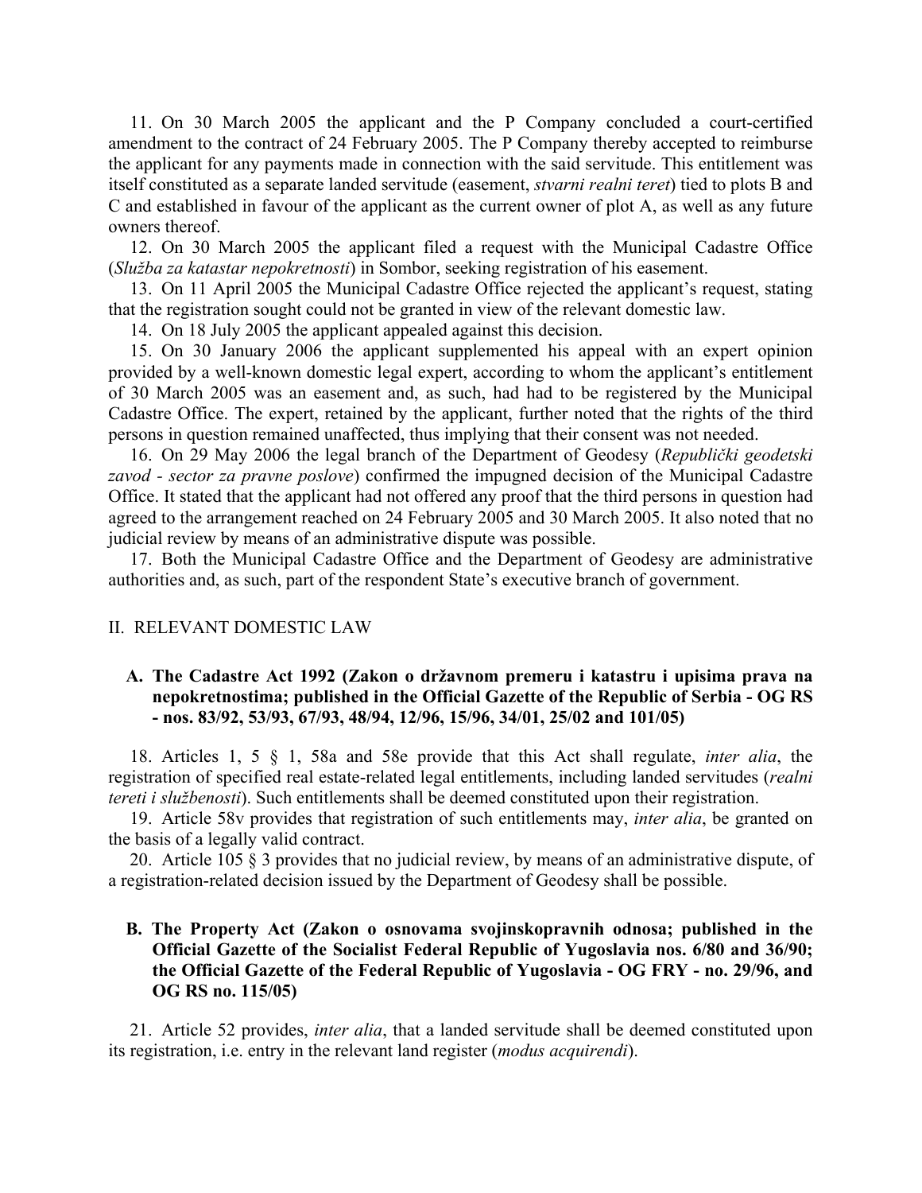11. On 30 March 2005 the applicant and the P Company concluded a court-certified amendment to the contract of 24 February 2005. The P Company thereby accepted to reimburse the applicant for any payments made in connection with the said servitude. This entitlement was itself constituted as a separate landed servitude (easement, *stvarni realni teret*) tied to plots B and C and established in favour of the applicant as the current owner of plot A, as well as any future owners thereof.

12. On 30 March 2005 the applicant filed a request with the Municipal Cadastre Office (*Služba za katastar nepokretnosti*) in Sombor, seeking registration of his easement.

13. On 11 April 2005 the Municipal Cadastre Office rejected the applicant's request, stating that the registration sought could not be granted in view of the relevant domestic law.

14. On 18 July 2005 the applicant appealed against this decision.

15. On 30 January 2006 the applicant supplemented his appeal with an expert opinion provided by a well-known domestic legal expert, according to whom the applicant's entitlement of 30 March 2005 was an easement and, as such, had had to be registered by the Municipal Cadastre Office. The expert, retained by the applicant, further noted that the rights of the third persons in question remained unaffected, thus implying that their consent was not needed.

16. On 29 May 2006 the legal branch of the Department of Geodesy (*Republički geodetski zavod - sector za pravne poslove*) confirmed the impugned decision of the Municipal Cadastre Office. It stated that the applicant had not offered any proof that the third persons in question had agreed to the arrangement reached on 24 February 2005 and 30 March 2005. It also noted that no judicial review by means of an administrative dispute was possible.

17. Both the Municipal Cadastre Office and the Department of Geodesy are administrative authorities and, as such, part of the respondent State's executive branch of government.

## II. RELEVANT DOMESTIC LAW

### A. The Cadastre Act 1992 (Zakon o državnom premeru i katastru i upisima prava na nepokretnostima; published in the Official Gazette of the Republic of Serbia - OG RS - nos. 83/92, 53/93, 67/93, 48/94, 12/96, 15/96, 34/01, 25/02 and 101/05)

18. Articles 1, 5 § 1, 58a and 58e provide that this Act shall regulate, *inter alia*, the registration of specified real estate-related legal entitlements, including landed servitudes (*realni tereti i službenosti*). Such entitlements shall be deemed constituted upon their registration.

19. Article 58v provides that registration of such entitlements may, *inter alia*, be granted on the basis of a legally valid contract.

20. Article 105 § 3 provides that no judicial review, by means of an administrative dispute, of a registration-related decision issued by the Department of Geodesy shall be possible.

### B. The Property Act (Zakon o osnovama svojinskopravnih odnosa; published in the Official Gazette of the Socialist Federal Republic of Yugoslavia nos. 6/80 and 36/90; the Official Gazette of the Federal Republic of Yugoslavia - OG FRY - no. 29/96, and OG RS no. 115/05)

21. Article 52 provides, *inter alia*, that a landed servitude shall be deemed constituted upon its registration, i.e. entry in the relevant land register (*modus acquirendi*).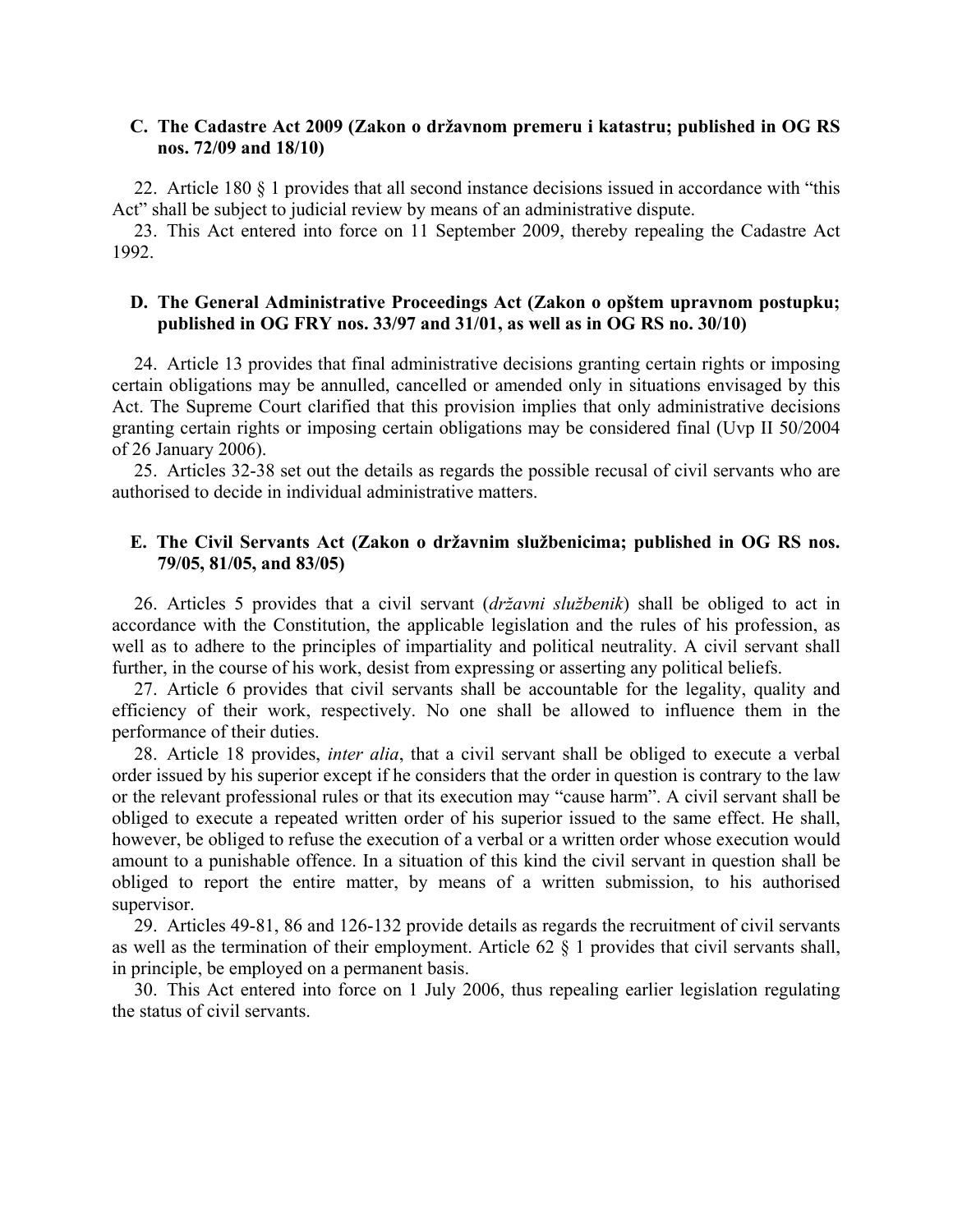### C. The Cadastre Act 2009 (Zakon o državnom premeru i katastru; published in OG RS nos. 72/09 and 18/10)

22. Article 180 § 1 provides that all second instance decisions issued in accordance with "this Act" shall be subject to judicial review by means of an administrative dispute.

23. This Act entered into force on 11 September 2009, thereby repealing the Cadastre Act 1992.

### D. The General Administrative Proceedings Act (Zakon o opštem upravnom postupku; published in OG FRY nos. 33/97 and 31/01, as well as in OG RS no. 30/10)

24. Article 13 provides that final administrative decisions granting certain rights or imposing certain obligations may be annulled, cancelled or amended only in situations envisaged by this Act. The Supreme Court clarified that this provision implies that only administrative decisions granting certain rights or imposing certain obligations may be considered final (Uvp II 50/2004 of 26 January 2006).

25. Articles 32-38 set out the details as regards the possible recusal of civil servants who are authorised to decide in individual administrative matters.

### E. The Civil Servants Act (Zakon o državnim službenicima; published in OG RS nos. 79/05, 81/05, and 83/05)

26. Articles 5 provides that a civil servant (*državni službenik*) shall be obliged to act in accordance with the Constitution, the applicable legislation and the rules of his profession, as well as to adhere to the principles of impartiality and political neutrality. A civil servant shall further, in the course of his work, desist from expressing or asserting any political beliefs.

27. Article 6 provides that civil servants shall be accountable for the legality, quality and efficiency of their work, respectively. No one shall be allowed to influence them in the performance of their duties.

28. Article 18 provides, *inter alia*, that a civil servant shall be obliged to execute a verbal order issued by his superior except if he considers that the order in question is contrary to the law or the relevant professional rules or that its execution may "cause harm". A civil servant shall be obliged to execute a repeated written order of his superior issued to the same effect. He shall, however, be obliged to refuse the execution of a verbal or a written order whose execution would amount to a punishable offence. In a situation of this kind the civil servant in question shall be obliged to report the entire matter, by means of a written submission, to his authorised supervisor.

29. Articles 49-81, 86 and 126-132 provide details as regards the recruitment of civil servants as well as the termination of their employment. Article 62 § 1 provides that civil servants shall, in principle, be employed on a permanent basis.

30. This Act entered into force on 1 July 2006, thus repealing earlier legislation regulating the status of civil servants.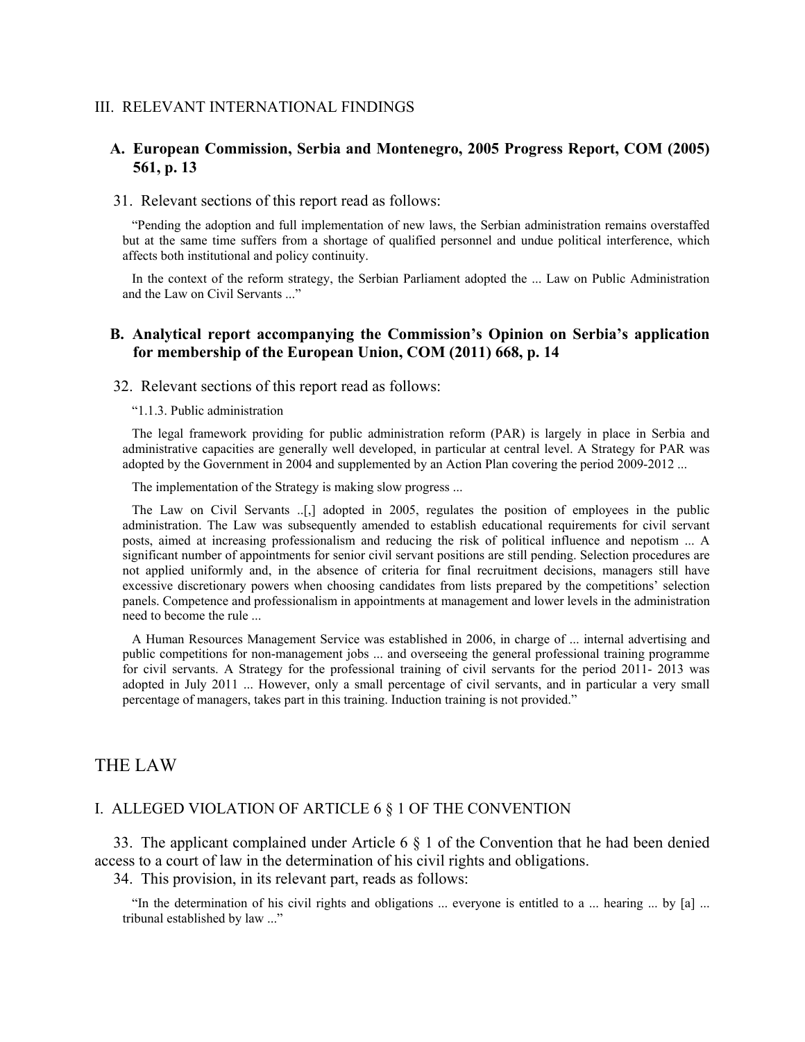## III. RELEVANT INTERNATIONAL FINDINGS

### A. European Commission, Serbia and Montenegro, 2005 Progress Report, COM (2005) 561, p. 13

31. Relevant sections of this report read as follows:

> "Pending the adoption and full implementation of new laws, the Serbian administration remains overstaffed but at the same time suffers from a shortage of qualified personnel and undue political interference, which affects both institutional and policy continuity.
>
> In the context of the reform strategy, the Serbian Parliament adopted the ... Law on Public Administration and the Law on Civil Servants ..."

### B. Analytical report accompanying the Commission's Opinion on Serbia's application for membership of the European Union, COM (2011) 668, p. 14

32. Relevant sections of this report read as follows:

> "1.1.3. Public administration
>
> The legal framework providing for public administration reform (PAR) is largely in place in Serbia and administrative capacities are generally well developed, in particular at central level. A Strategy for PAR was adopted by the Government in 2004 and supplemented by an Action Plan covering the period 2009-2012 ...
>
> The implementation of the Strategy is making slow progress ...
>
> The Law on Civil Servants ..[,] adopted in 2005, regulates the position of employees in the public administration. The Law was subsequently amended to establish educational requirements for civil servant posts, aimed at increasing professionalism and reducing the risk of political influence and nepotism ... A significant number of appointments for senior civil servant positions are still pending. Selection procedures are not applied uniformly and, in the absence of criteria for final recruitment decisions, managers still have excessive discretionary powers when choosing candidates from lists prepared by the competitions' selection panels. Competence and professionalism in appointments at management and lower levels in the administration need to become the rule ...
>
> A Human Resources Management Service was established in 2006, in charge of ... internal advertising and public competitions for non-management jobs ... and overseeing the general professional training programme for civil servants. A Strategy for the professional training of civil servants for the period 2011- 2013 was adopted in July 2011 ... However, only a small percentage of civil servants, and in particular a very small percentage of managers, takes part in this training. Induction training is not provided."

# THE LAW

## I. ALLEGED VIOLATION OF ARTICLE 6 § 1 OF THE CONVENTION

33. The applicant complained under Article 6 § 1 of the Convention that he had been denied access to a court of law in the determination of his civil rights and obligations.

34. This provision, in its relevant part, reads as follows:

> "In the determination of his civil rights and obligations ... everyone is entitled to a ... hearing ... by [a] ... tribunal established by law ..."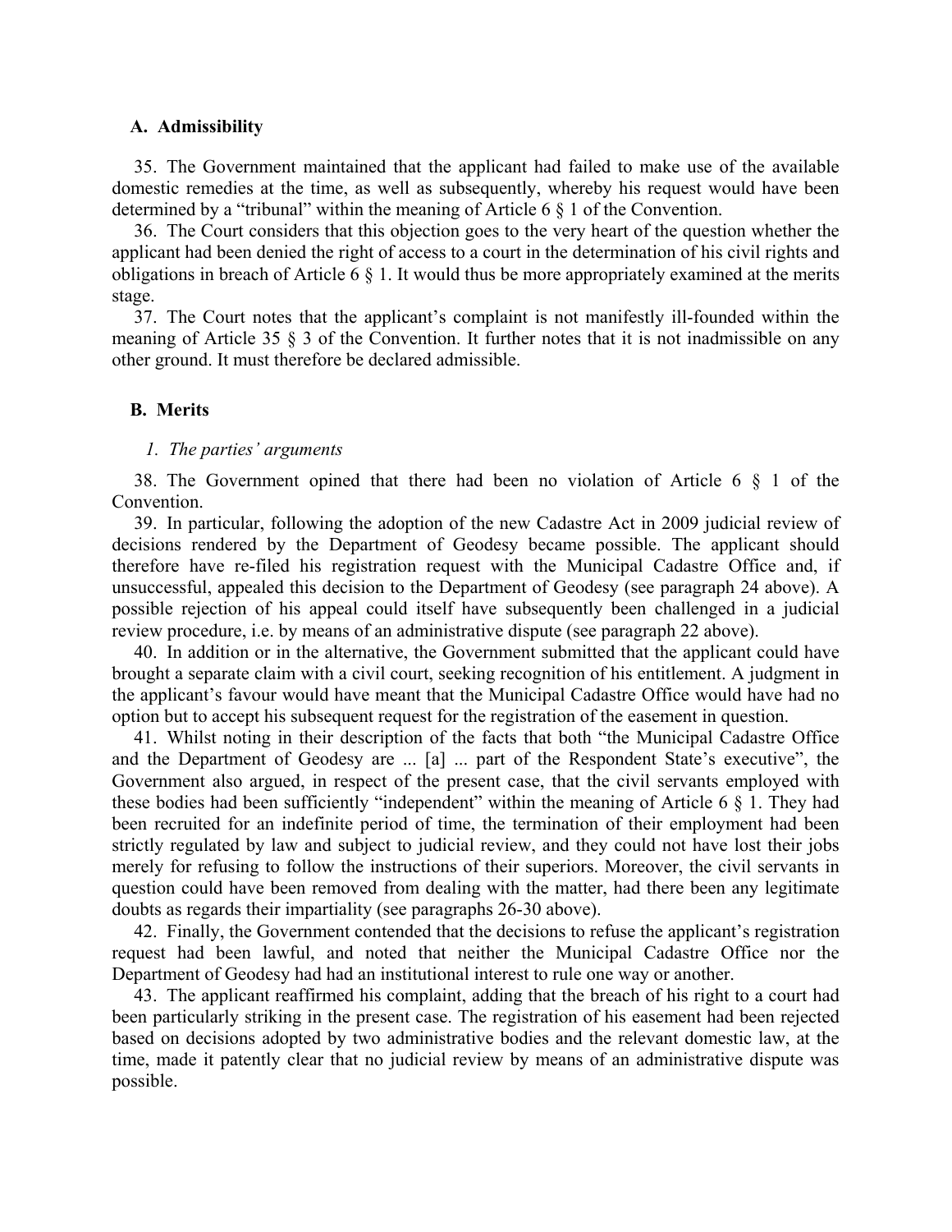### A. Admissibility

35. The Government maintained that the applicant had failed to make use of the available domestic remedies at the time, as well as subsequently, whereby his request would have been determined by a "tribunal" within the meaning of Article 6 § 1 of the Convention.

36. The Court considers that this objection goes to the very heart of the question whether the applicant had been denied the right of access to a court in the determination of his civil rights and obligations in breach of Article 6 § 1. It would thus be more appropriately examined at the merits stage.

37. The Court notes that the applicant's complaint is not manifestly ill-founded within the meaning of Article 35 § 3 of the Convention. It further notes that it is not inadmissible on any other ground. It must therefore be declared admissible.

### B. Merits

#### *1. The parties' arguments*

38. The Government opined that there had been no violation of Article 6 § 1 of the Convention.

39. In particular, following the adoption of the new Cadastre Act in 2009 judicial review of decisions rendered by the Department of Geodesy became possible. The applicant should therefore have re-filed his registration request with the Municipal Cadastre Office and, if unsuccessful, appealed this decision to the Department of Geodesy (see paragraph 24 above). A possible rejection of his appeal could itself have subsequently been challenged in a judicial review procedure, i.e. by means of an administrative dispute (see paragraph 22 above).

40. In addition or in the alternative, the Government submitted that the applicant could have brought a separate claim with a civil court, seeking recognition of his entitlement. A judgment in the applicant's favour would have meant that the Municipal Cadastre Office would have had no option but to accept his subsequent request for the registration of the easement in question.

41. Whilst noting in their description of the facts that both "the Municipal Cadastre Office and the Department of Geodesy are ... [a] ... part of the Respondent State's executive", the Government also argued, in respect of the present case, that the civil servants employed with these bodies had been sufficiently "independent" within the meaning of Article 6 § 1. They had been recruited for an indefinite period of time, the termination of their employment had been strictly regulated by law and subject to judicial review, and they could not have lost their jobs merely for refusing to follow the instructions of their superiors. Moreover, the civil servants in question could have been removed from dealing with the matter, had there been any legitimate doubts as regards their impartiality (see paragraphs 26-30 above).

42. Finally, the Government contended that the decisions to refuse the applicant's registration request had been lawful, and noted that neither the Municipal Cadastre Office nor the Department of Geodesy had had an institutional interest to rule one way or another.

43. The applicant reaffirmed his complaint, adding that the breach of his right to a court had been particularly striking in the present case. The registration of his easement had been rejected based on decisions adopted by two administrative bodies and the relevant domestic law, at the time, made it patently clear that no judicial review by means of an administrative dispute was possible.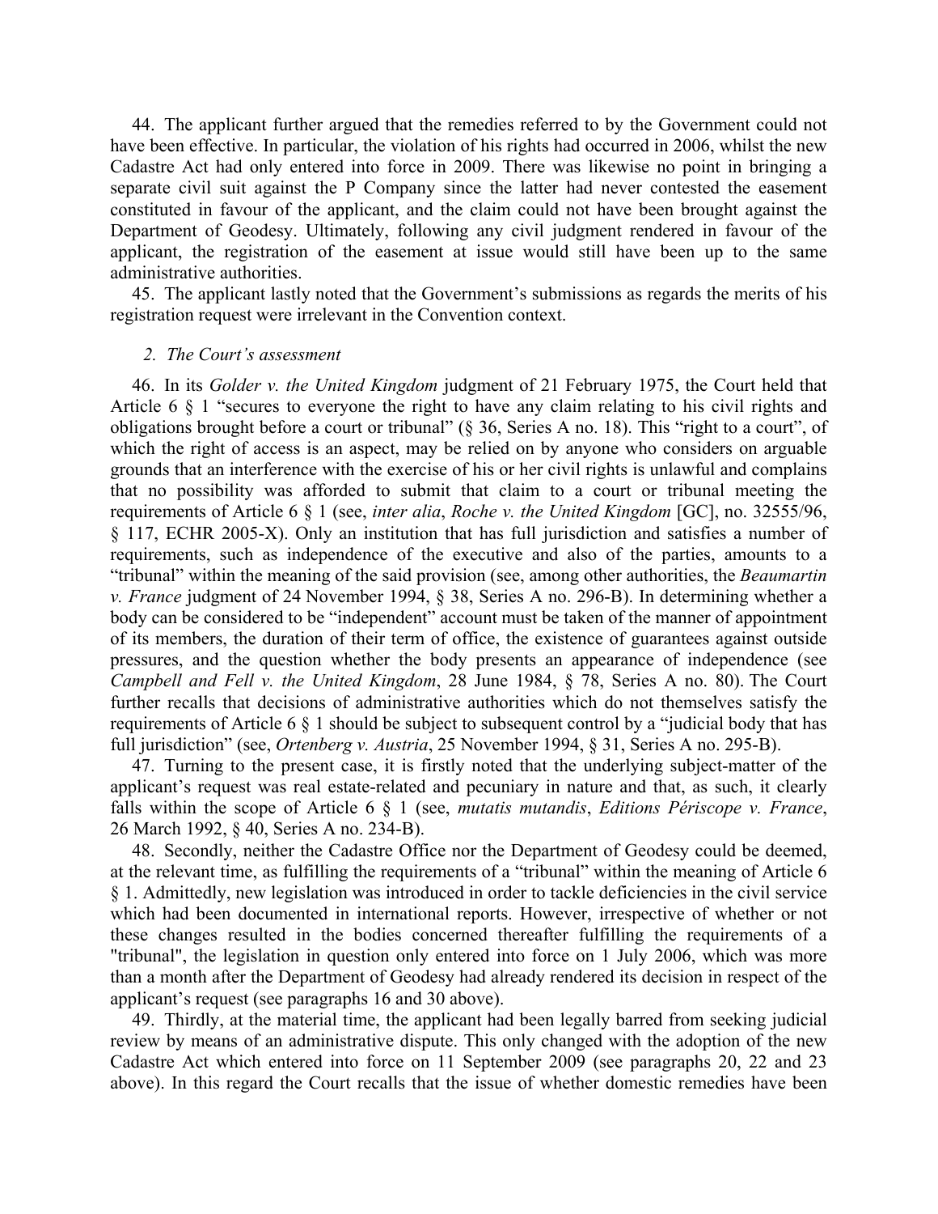44. The applicant further argued that the remedies referred to by the Government could not have been effective. In particular, the violation of his rights had occurred in 2006, whilst the new Cadastre Act had only entered into force in 2009. There was likewise no point in bringing a separate civil suit against the P Company since the latter had never contested the easement constituted in favour of the applicant, and the claim could not have been brought against the Department of Geodesy. Ultimately, following any civil judgment rendered in favour of the applicant, the registration of the easement at issue would still have been up to the same administrative authorities.

45. The applicant lastly noted that the Government's submissions as regards the merits of his registration request were irrelevant in the Convention context.

*2. The Court's assessment*

46. In its *Golder v. the United Kingdom* judgment of 21 February 1975, the Court held that Article 6 § 1 "secures to everyone the right to have any claim relating to his civil rights and obligations brought before a court or tribunal" (§ 36, Series A no. 18). This "right to a court", of which the right of access is an aspect, may be relied on by anyone who considers on arguable grounds that an interference with the exercise of his or her civil rights is unlawful and complains that no possibility was afforded to submit that claim to a court or tribunal meeting the requirements of Article 6 § 1 (see, *inter alia*, *Roche v. the United Kingdom* [GC], no. 32555/96, § 117, ECHR 2005-X). Only an institution that has full jurisdiction and satisfies a number of requirements, such as independence of the executive and also of the parties, amounts to a "tribunal" within the meaning of the said provision (see, among other authorities, the *Beaumartin v. France* judgment of 24 November 1994, § 38, Series A no. 296-B). In determining whether a body can be considered to be "independent" account must be taken of the manner of appointment of its members, the duration of their term of office, the existence of guarantees against outside pressures, and the question whether the body presents an appearance of independence (see *Campbell and Fell v. the United Kingdom*, 28 June 1984, § 78, Series A no. 80). The Court further recalls that decisions of administrative authorities which do not themselves satisfy the requirements of Article 6 § 1 should be subject to subsequent control by a "judicial body that has full jurisdiction" (see, *Ortenberg v. Austria*, 25 November 1994, § 31, Series A no. 295-B).

47. Turning to the present case, it is firstly noted that the underlying subject-matter of the applicant's request was real estate-related and pecuniary in nature and that, as such, it clearly falls within the scope of Article 6 § 1 (see, *mutatis mutandis*, *Editions Périscope v. France*, 26 March 1992, § 40, Series A no. 234-B).

48. Secondly, neither the Cadastre Office nor the Department of Geodesy could be deemed, at the relevant time, as fulfilling the requirements of a "tribunal" within the meaning of Article 6 § 1. Admittedly, new legislation was introduced in order to tackle deficiencies in the civil service which had been documented in international reports. However, irrespective of whether or not these changes resulted in the bodies concerned thereafter fulfilling the requirements of a "tribunal", the legislation in question only entered into force on 1 July 2006, which was more than a month after the Department of Geodesy had already rendered its decision in respect of the applicant's request (see paragraphs 16 and 30 above).

49. Thirdly, at the material time, the applicant had been legally barred from seeking judicial review by means of an administrative dispute. This only changed with the adoption of the new Cadastre Act which entered into force on 11 September 2009 (see paragraphs 20, 22 and 23 above). In this regard the Court recalls that the issue of whether domestic remedies have been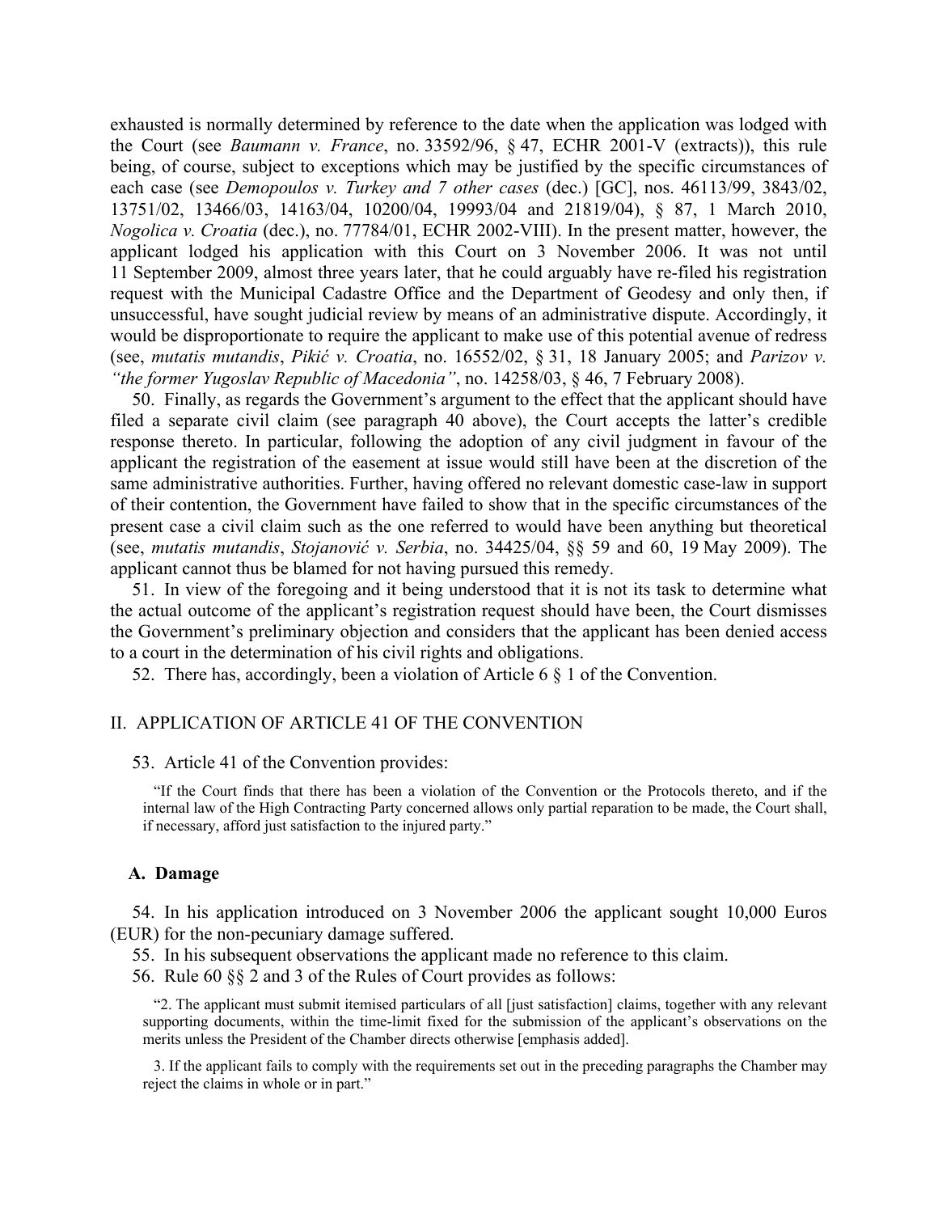exhausted is normally determined by reference to the date when the application was lodged with the Court (see *Baumann v. France*, no. 33592/96, § 47, ECHR 2001-V (extracts)), this rule being, of course, subject to exceptions which may be justified by the specific circumstances of each case (see *Demopoulos v. Turkey and 7 other cases* (dec.) [GC], nos. 46113/99, 3843/02, 13751/02, 13466/03, 14163/04, 10200/04, 19993/04 and 21819/04), § 87, 1 March 2010, *Nogolica v. Croatia* (dec.), no. 77784/01, ECHR 2002-VIII). In the present matter, however, the applicant lodged his application with this Court on 3 November 2006. It was not until 11 September 2009, almost three years later, that he could arguably have re-filed his registration request with the Municipal Cadastre Office and the Department of Geodesy and only then, if unsuccessful, have sought judicial review by means of an administrative dispute. Accordingly, it would be disproportionate to require the applicant to make use of this potential avenue of redress (see, *mutatis mutandis*, *Pikić v. Croatia*, no. 16552/02, § 31, 18 January 2005; and *Parizov v. "the former Yugoslav Republic of Macedonia"*, no. 14258/03, § 46, 7 February 2008).

50. Finally, as regards the Government's argument to the effect that the applicant should have filed a separate civil claim (see paragraph 40 above), the Court accepts the latter's credible response thereto. In particular, following the adoption of any civil judgment in favour of the applicant the registration of the easement at issue would still have been at the discretion of the same administrative authorities. Further, having offered no relevant domestic case-law in support of their contention, the Government have failed to show that in the specific circumstances of the present case a civil claim such as the one referred to would have been anything but theoretical (see, *mutatis mutandis*, *Stojanović v. Serbia*, no. 34425/04, §§ 59 and 60, 19 May 2009). The applicant cannot thus be blamed for not having pursued this remedy.

51. In view of the foregoing and it being understood that it is not its task to determine what the actual outcome of the applicant's registration request should have been, the Court dismisses the Government's preliminary objection and considers that the applicant has been denied access to a court in the determination of his civil rights and obligations.

52. There has, accordingly, been a violation of Article 6 § 1 of the Convention.

## II. APPLICATION OF ARTICLE 41 OF THE CONVENTION

53. Article 41 of the Convention provides:

> "If the Court finds that there has been a violation of the Convention or the Protocols thereto, and if the internal law of the High Contracting Party concerned allows only partial reparation to be made, the Court shall, if necessary, afford just satisfaction to the injured party."

### A. Damage

54. In his application introduced on 3 November 2006 the applicant sought 10,000 Euros (EUR) for the non-pecuniary damage suffered.

55. In his subsequent observations the applicant made no reference to this claim.

56. Rule 60 §§ 2 and 3 of the Rules of Court provides as follows:

> "2. The applicant must submit itemised particulars of all [just satisfaction] claims, together with any relevant supporting documents, within the time-limit fixed for the submission of the applicant's observations on the merits unless the President of the Chamber directs otherwise [emphasis added].
>
> 3. If the applicant fails to comply with the requirements set out in the preceding paragraphs the Chamber may reject the claims in whole or in part."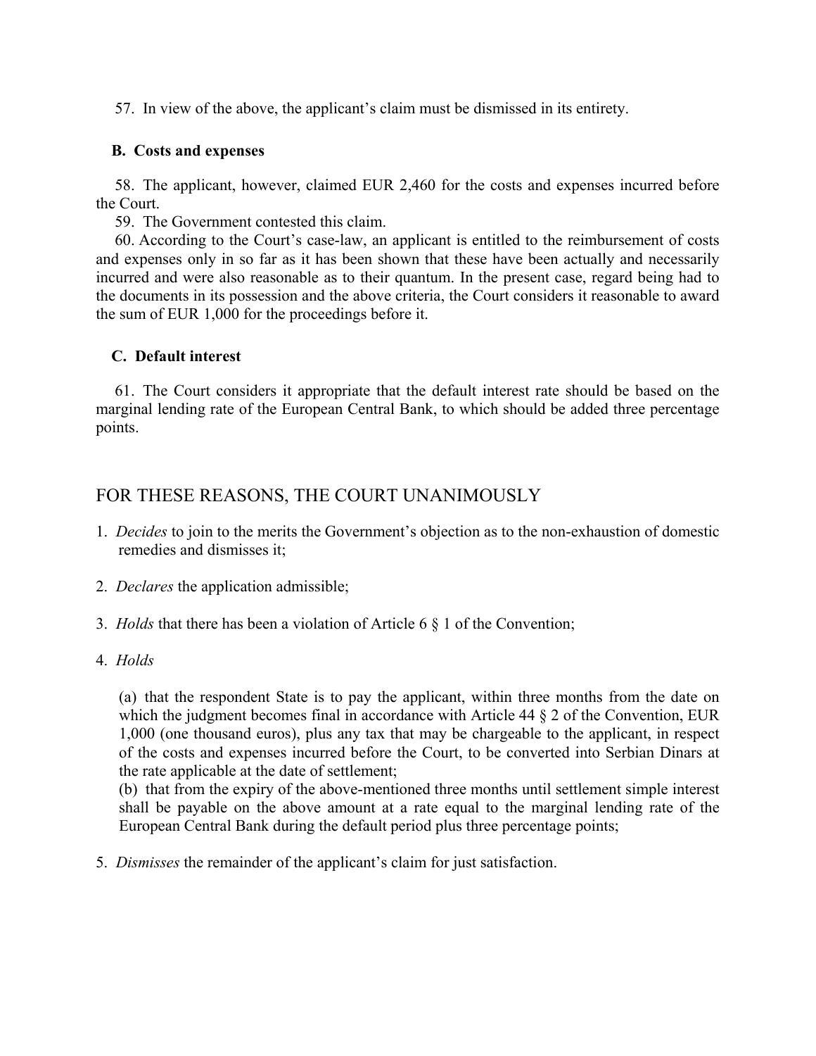57. In view of the above, the applicant's claim must be dismissed in its entirety.

### B. Costs and expenses

58. The applicant, however, claimed EUR 2,460 for the costs and expenses incurred before the Court.

59. The Government contested this claim.

60. According to the Court's case-law, an applicant is entitled to the reimbursement of costs and expenses only in so far as it has been shown that these have been actually and necessarily incurred and were also reasonable as to their quantum. In the present case, regard being had to the documents in its possession and the above criteria, the Court considers it reasonable to award the sum of EUR 1,000 for the proceedings before it.

### C. Default interest

61. The Court considers it appropriate that the default interest rate should be based on the marginal lending rate of the European Central Bank, to which should be added three percentage points.

## FOR THESE REASONS, THE COURT UNANIMOUSLY

1. *Decides* to join to the merits the Government's objection as to the non-exhaustion of domestic remedies and dismisses it;

2. *Declares* the application admissible;

3. *Holds* that there has been a violation of Article 6 § 1 of the Convention;

4. *Holds*

   (a) that the respondent State is to pay the applicant, within three months from the date on which the judgment becomes final in accordance with Article 44 § 2 of the Convention, EUR 1,000 (one thousand euros), plus any tax that may be chargeable to the applicant, in respect of the costs and expenses incurred before the Court, to be converted into Serbian Dinars at the rate applicable at the date of settlement;

   (b) that from the expiry of the above-mentioned three months until settlement simple interest shall be payable on the above amount at a rate equal to the marginal lending rate of the European Central Bank during the default period plus three percentage points;

5. *Dismisses* the remainder of the applicant's claim for just satisfaction.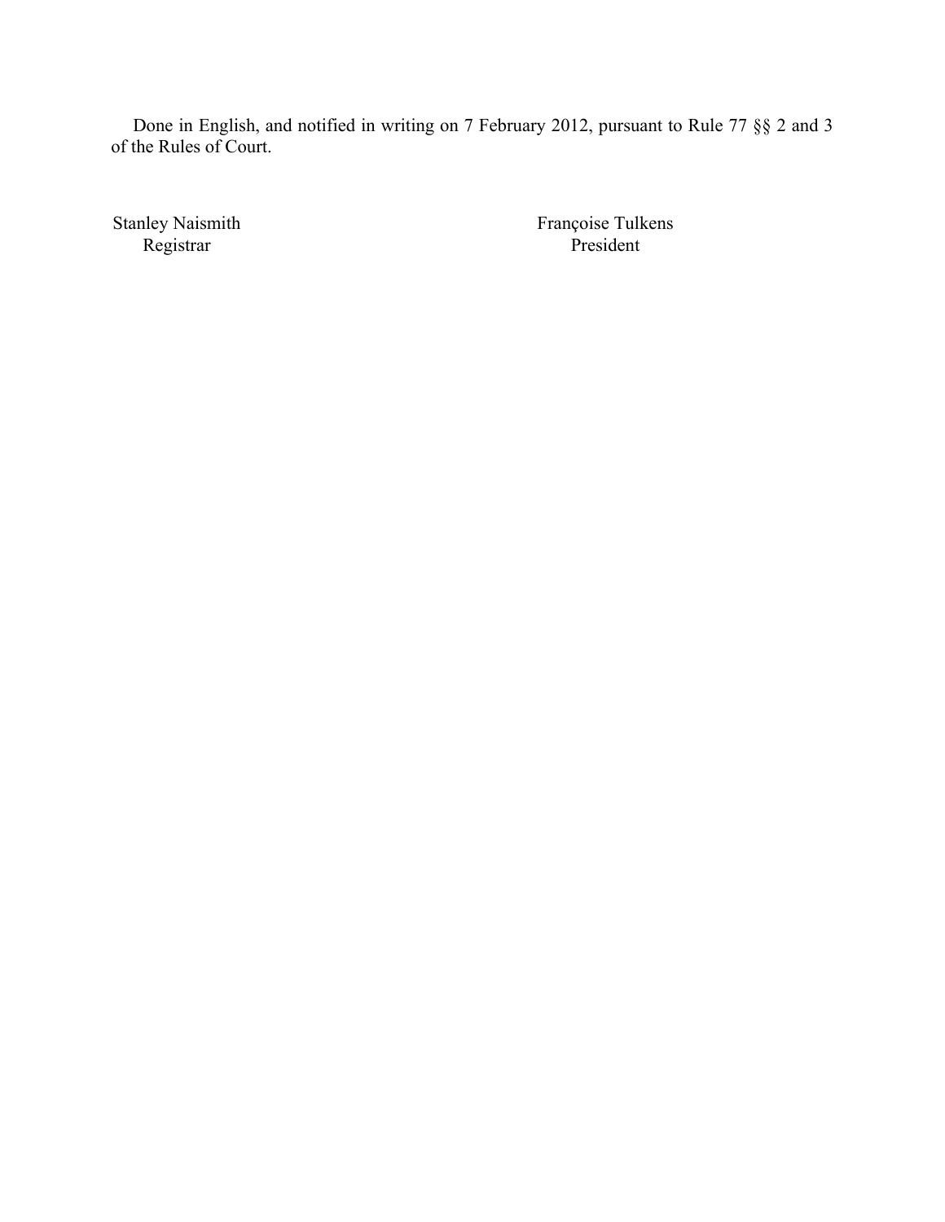Done in English, and notified in writing on 7 February 2012, pursuant to Rule 77 §§ 2 and 3 of the Rules of Court.

| | |
|---|---|
| Stanley Naismith | Françoise Tulkens |
| Registrar | President |